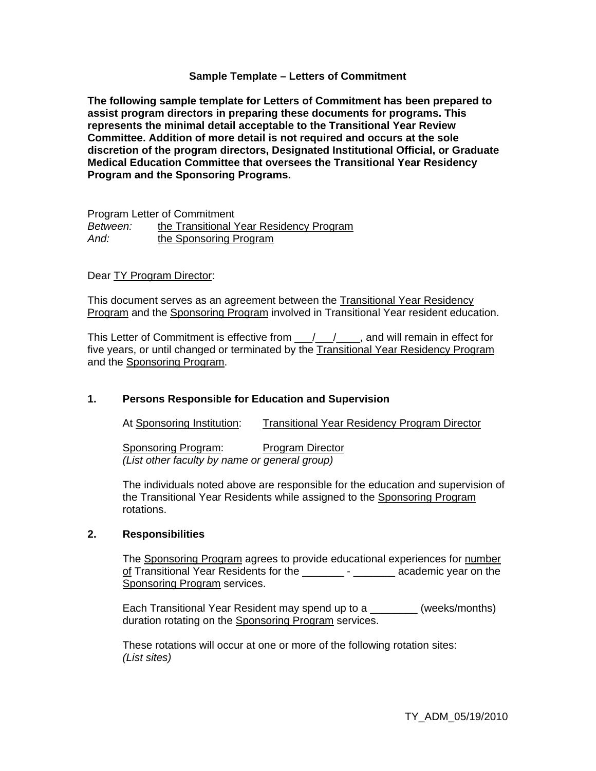**Sample Template – Letters of Commitment**

**The following sample template for Letters of Commitment has been prepared to assist program directors in preparing these documents for programs. This represents the minimal detail acceptable to the Transitional Year Review Committee. Addition of more detail is not required and occurs at the sole discretion of the program directors, Designated Institutional Official, or Graduate Medical Education Committee that oversees the Transitional Year Residency Program and the Sponsoring Programs.**

Program Letter of Commitment
*Between:* the Transitional Year Residency Program
*And:* the Sponsoring Program

Dear TY Program Director:

This document serves as an agreement between the Transitional Year Residency Program and the Sponsoring Program involved in Transitional Year resident education.

This Letter of Commitment is effective from ___/___/____, and will remain in effect for five years, or until changed or terminated by the Transitional Year Residency Program and the Sponsoring Program.

## 1. Persons Responsible for Education and Supervision

At Sponsoring Institution: Transitional Year Residency Program Director

Sponsoring Program: Program Director
*(List other faculty by name or general group)*

The individuals noted above are responsible for the education and supervision of the Transitional Year Residents while assigned to the Sponsoring Program rotations.

## 2. Responsibilities

The Sponsoring Program agrees to provide educational experiences for number of Transitional Year Residents for the _______ - _______ academic year on the Sponsoring Program services.

Each Transitional Year Resident may spend up to a ________ (weeks/months) duration rotating on the Sponsoring Program services.

These rotations will occur at one or more of the following rotation sites:
*(List sites)*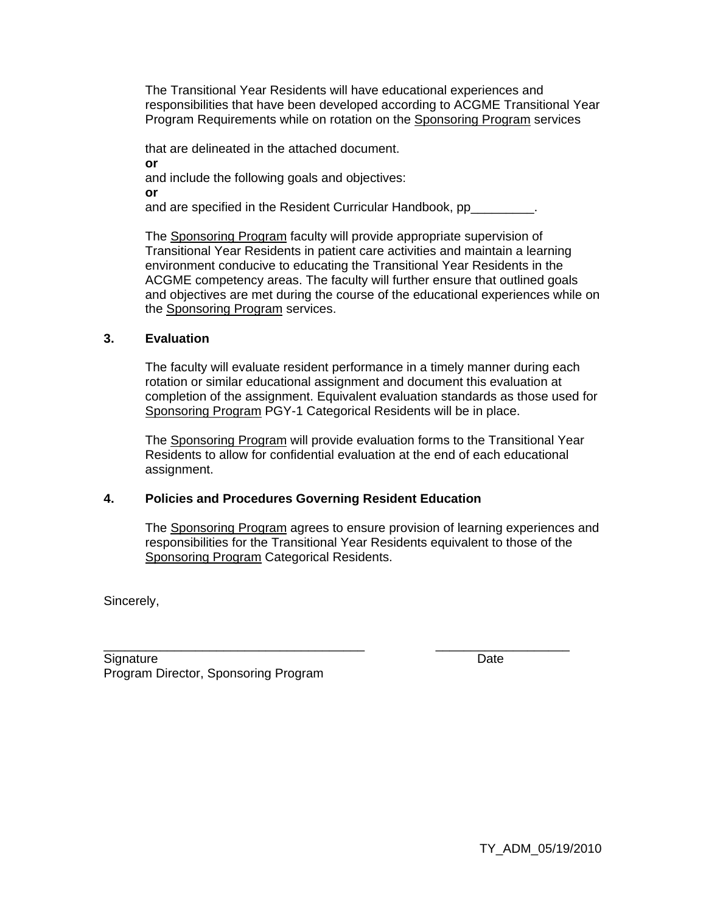The Transitional Year Residents will have educational experiences and responsibilities that have been developed according to ACGME Transitional Year Program Requirements while on rotation on the Sponsoring Program services

that are delineated in the attached document.  
**or**  
and include the following goals and objectives:  
**or**  
and are specified in the Resident Curricular Handbook, pp_________.

The Sponsoring Program faculty will provide appropriate supervision of Transitional Year Residents in patient care activities and maintain a learning environment conducive to educating the Transitional Year Residents in the ACGME competency areas. The faculty will further ensure that outlined goals and objectives are met during the course of the educational experiences while on the Sponsoring Program services.

**3. Evaluation**

The faculty will evaluate resident performance in a timely manner during each rotation or similar educational assignment and document this evaluation at completion of the assignment. Equivalent evaluation standards as those used for Sponsoring Program PGY-1 Categorical Residents will be in place.

The Sponsoring Program will provide evaluation forms to the Transitional Year Residents to allow for confidential evaluation at the end of each educational assignment.

**4. Policies and Procedures Governing Resident Education**

The Sponsoring Program agrees to ensure provision of learning experiences and responsibilities for the Transitional Year Residents equivalent to those of the Sponsoring Program Categorical Residents.

Sincerely,

_____________________________________ ___________________  
Signature Date  
Program Director, Sponsoring Program

TY_ADM_05/19/2010